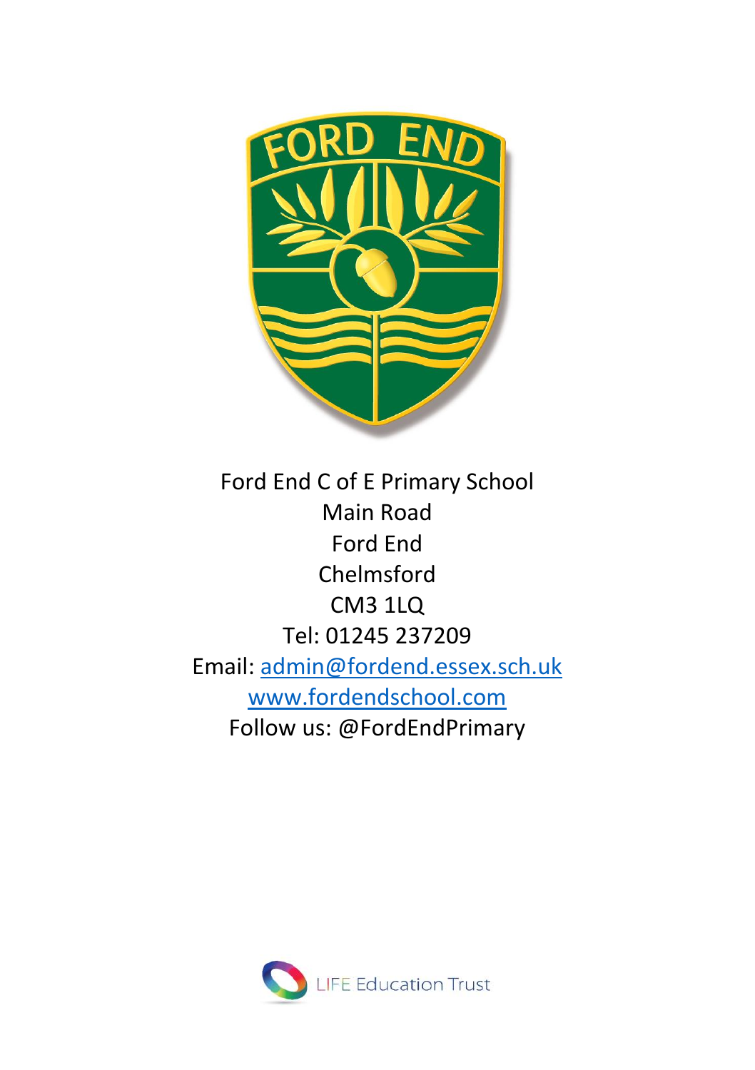Ford End C of E Primary School
Main Road
Ford End
Chelmsford
CM3 1LQ
Tel: 01245 237209
Email: admin@fordend.essex.sch.uk
www.fordendschool.com
Follow us: @FordEndPrimary

LIFE Education Trust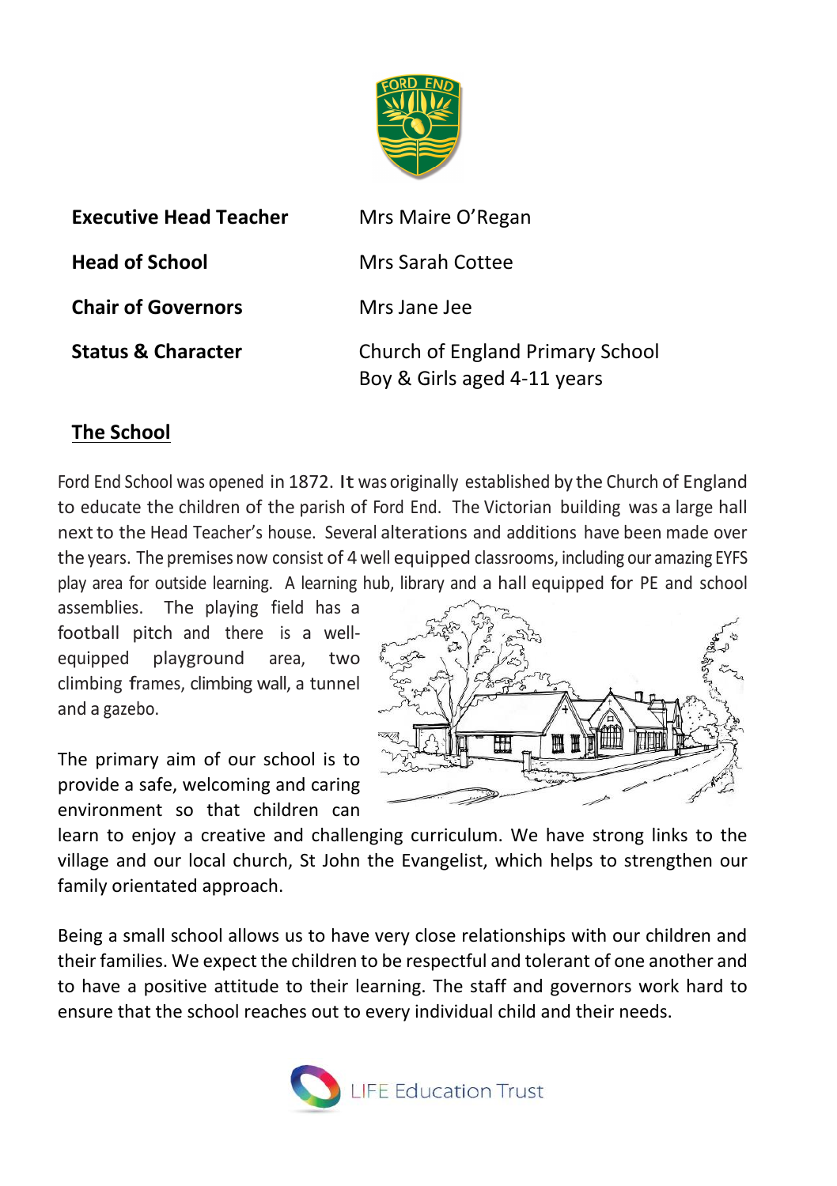| | |
|---|---|
| **Executive Head Teacher** | Mrs Maire O'Regan |
| **Head of School** | Mrs Sarah Cottee |
| **Chair of Governors** | Mrs Jane Jee |
| **Status & Character** | Church of England Primary School<br>Boy & Girls aged 4-11 years |

## The School

Ford End School was opened in 1872. It was originally established by the Church of England to educate the children of the parish of Ford End. The Victorian building was a large hall next to the Head Teacher's house. Several alterations and additions have been made over the years. The premises now consist of 4 well equipped classrooms, including our amazing EYFS play area for outside learning. A learning hub, library and a hall equipped for PE and school assemblies. The playing field has a football pitch and there is a well-equipped playground area, two climbing frames, climbing wall, a tunnel and a gazebo.

The primary aim of our school is to provide a safe, welcoming and caring environment so that children can learn to enjoy a creative and challenging curriculum. We have strong links to the village and our local church, St John the Evangelist, which helps to strengthen our family orientated approach.

Being a small school allows us to have very close relationships with our children and their families. We expect the children to be respectful and tolerant of one another and to have a positive attitude to their learning. The staff and governors work hard to ensure that the school reaches out to every individual child and their needs.

LIFE Education Trust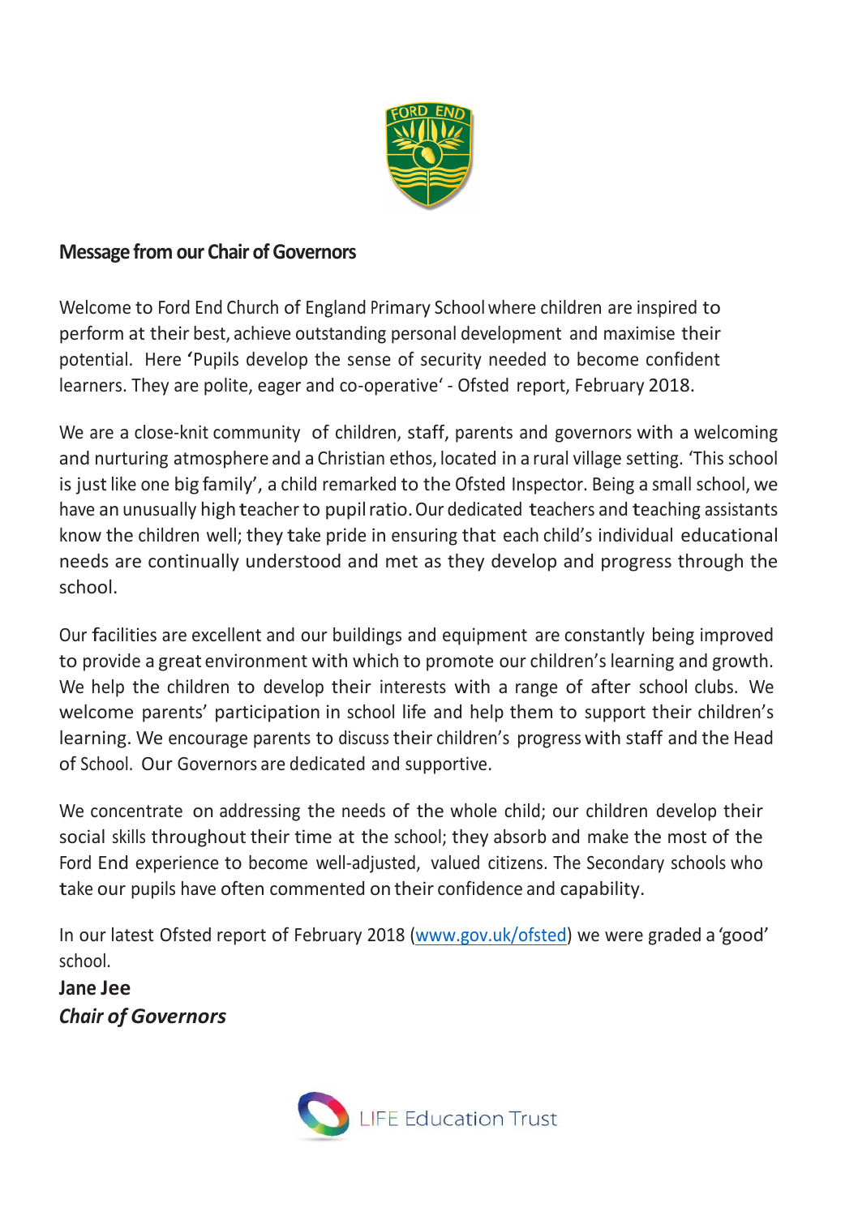## Message from our Chair of Governors

Welcome to Ford End Church of England Primary School where children are inspired to perform at their best, achieve outstanding personal development and maximise their potential. Here 'Pupils develop the sense of security needed to become confident learners. They are polite, eager and co-operative' - Ofsted report, February 2018.

We are a close-knit community of children, staff, parents and governors with a welcoming and nurturing atmosphere and a Christian ethos, located in a rural village setting. 'This school is just like one big family', a child remarked to the Ofsted Inspector. Being a small school, we have an unusually high teacher to pupil ratio. Our dedicated teachers and teaching assistants know the children well; they take pride in ensuring that each child's individual educational needs are continually understood and met as they develop and progress through the school.

Our facilities are excellent and our buildings and equipment are constantly being improved to provide a great environment with which to promote our children's learning and growth. We help the children to develop their interests with a range of after school clubs. We welcome parents' participation in school life and help them to support their children's learning. We encourage parents to discuss their children's progress with staff and the Head of School. Our Governors are dedicated and supportive.

We concentrate on addressing the needs of the whole child; our children develop their social skills throughout their time at the school; they absorb and make the most of the Ford End experience to become well-adjusted, valued citizens. The Secondary schools who take our pupils have often commented on their confidence and capability.

In our latest Ofsted report of February 2018 ([www.gov.uk/ofsted](http://www.gov.uk/ofsted)) we were graded a 'good' school.

**Jane Jee**
***Chair of Governors***

LIFE Education Trust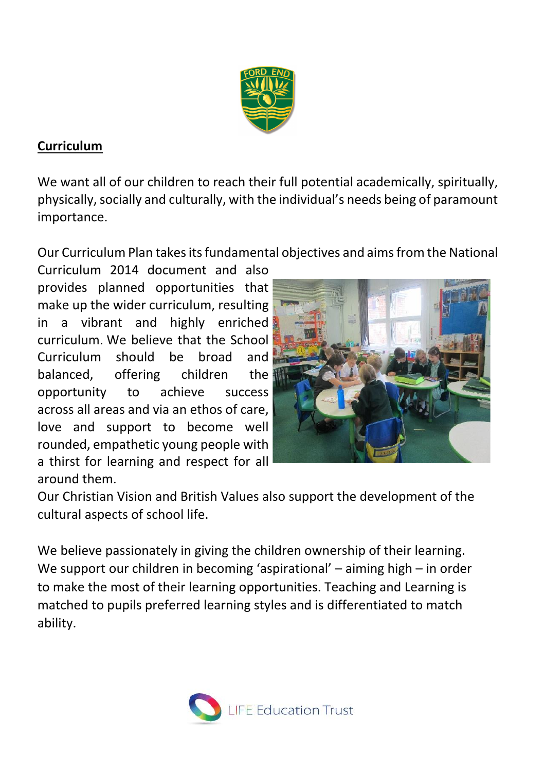## Curriculum

We want all of our children to reach their full potential academically, spiritually, physically, socially and culturally, with the individual's needs being of paramount importance.

Our Curriculum Plan takes its fundamental objectives and aims from the National Curriculum 2014 document and also provides planned opportunities that make up the wider curriculum, resulting in a vibrant and highly enriched curriculum. We believe that the School Curriculum should be broad and balanced, offering children the opportunity to achieve success across all areas and via an ethos of care, love and support to become well rounded, empathetic young people with a thirst for learning and respect for all around them.
Our Christian Vision and British Values also support the development of the cultural aspects of school life.

We believe passionately in giving the children ownership of their learning. We support our children in becoming 'aspirational' – aiming high – in order to make the most of their learning opportunities. Teaching and Learning is matched to pupils preferred learning styles and is differentiated to match ability.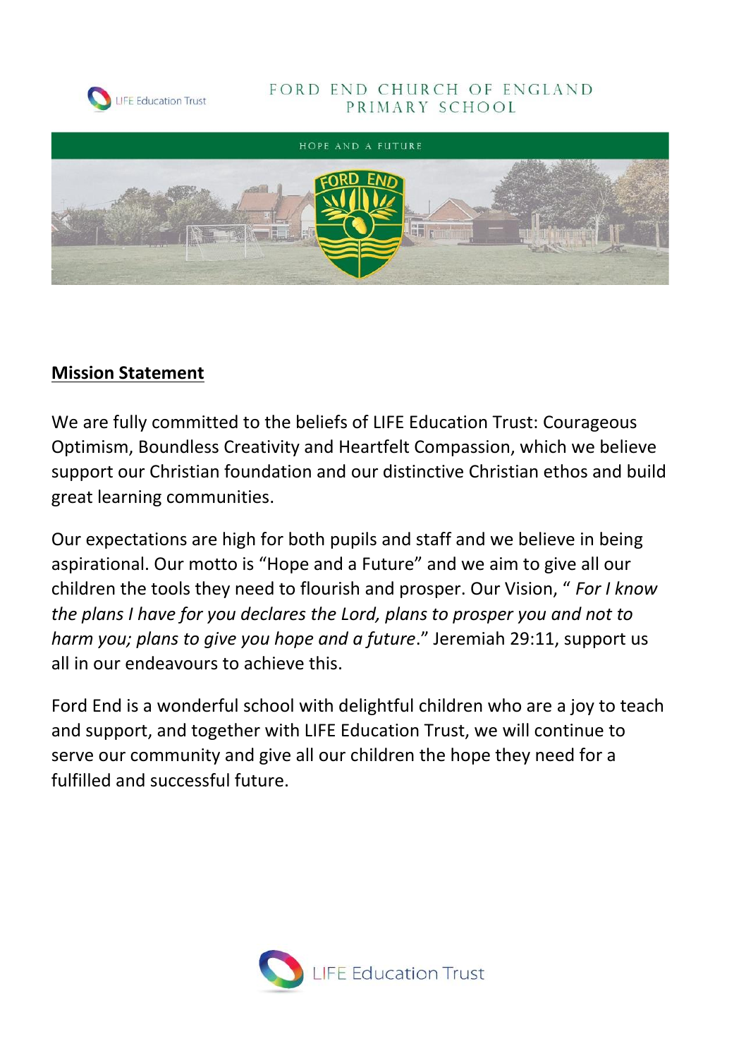## Mission Statement

We are fully committed to the beliefs of LIFE Education Trust: Courageous Optimism, Boundless Creativity and Heartfelt Compassion, which we believe support our Christian foundation and our distinctive Christian ethos and build great learning communities.

Our expectations are high for both pupils and staff and we believe in being aspirational. Our motto is "Hope and a Future" and we aim to give all our children the tools they need to flourish and prosper. Our Vision, " *For I know the plans I have for you declares the Lord, plans to prosper you and not to harm you; plans to give you hope and a future*." Jeremiah 29:11, support us all in our endeavours to achieve this.

Ford End is a wonderful school with delightful children who are a joy to teach and support, and together with LIFE Education Trust, we will continue to serve our community and give all our children the hope they need for a fulfilled and successful future.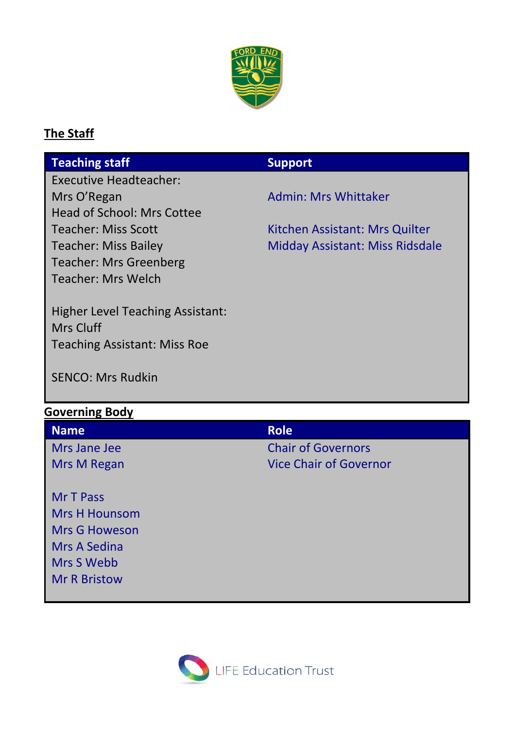## The Staff

| Teaching staff | Support |
|---|---|
| Executive Headteacher: | |
| Mrs O'Regan | Admin: Mrs Whittaker |
| Head of School: Mrs Cottee | |
| Teacher: Miss Scott | Kitchen Assistant: Mrs Quilter |
| Teacher: Miss Bailey | Midday Assistant: Miss Ridsdale |
| Teacher: Mrs Greenberg | |
| Teacher: Mrs Welch | |
| | |
| Higher Level Teaching Assistant: | |
| Mrs Cluff | |
| Teaching Assistant: Miss Roe | |
| | |
| SENCO: Mrs Rudkin | |

## Governing Body

| Name | Role |
|---|---|
| Mrs Jane Jee | Chair of Governors |
| Mrs M Regan | Vice Chair of Governor |
| | |
| Mr T Pass | |
| Mrs H Hounsom | |
| Mrs G Howeson | |
| Mrs A Sedina | |
| Mrs S Webb | |
| Mr R Bristow | |

LIFE Education Trust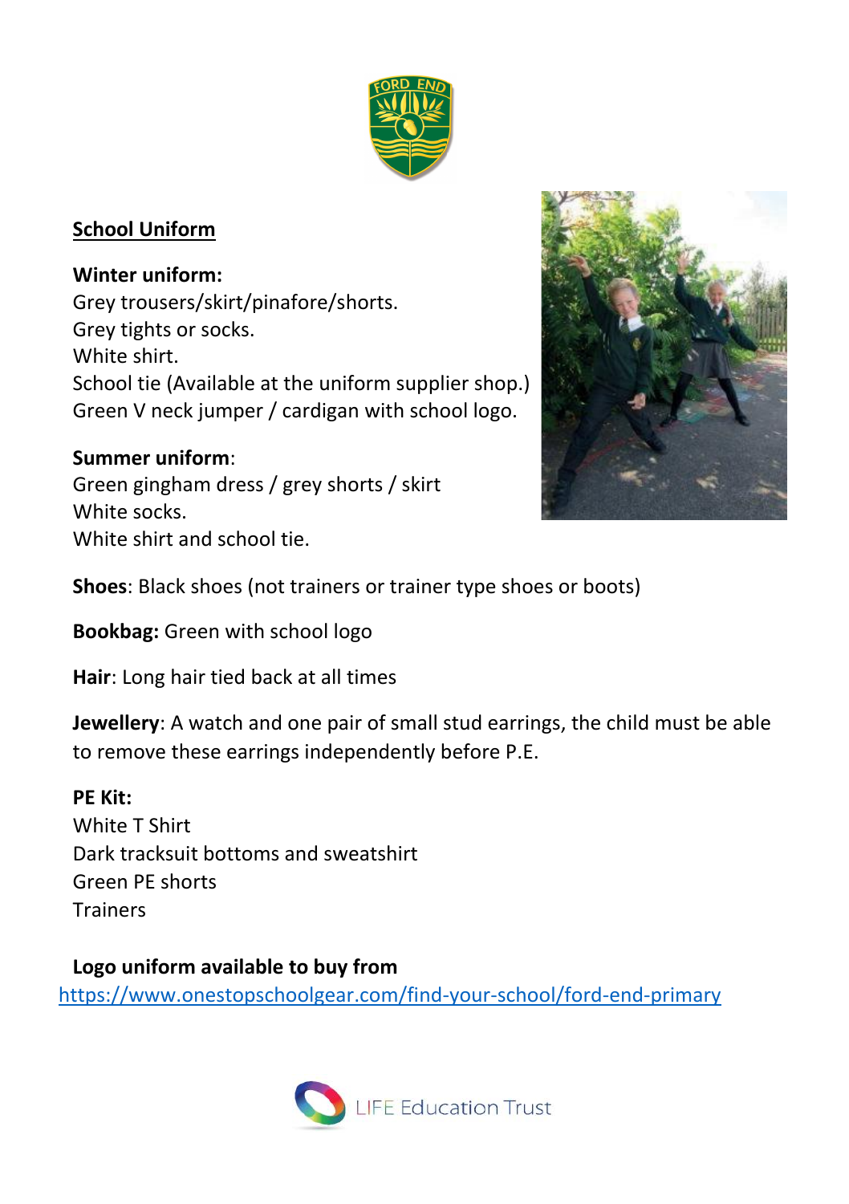## School Uniform

**Winter uniform:**
Grey trousers/skirt/pinafore/shorts.
Grey tights or socks.
White shirt.
School tie (Available at the uniform supplier shop.)
Green V neck jumper / cardigan with school logo.

**Summer uniform**:
Green gingham dress / grey shorts / skirt
White socks.
White shirt and school tie.

**Shoes**: Black shoes (not trainers or trainer type shoes or boots)

**Bookbag:** Green with school logo

**Hair**: Long hair tied back at all times

**Jewellery**: A watch and one pair of small stud earrings, the child must be able to remove these earrings independently before P.E.

**PE Kit:**
White T Shirt
Dark tracksuit bottoms and sweatshirt
Green PE shorts
Trainers

**Logo uniform available to buy from**
https://www.onestopschoolgear.com/find-your-school/ford-end-primary

LIFE Education Trust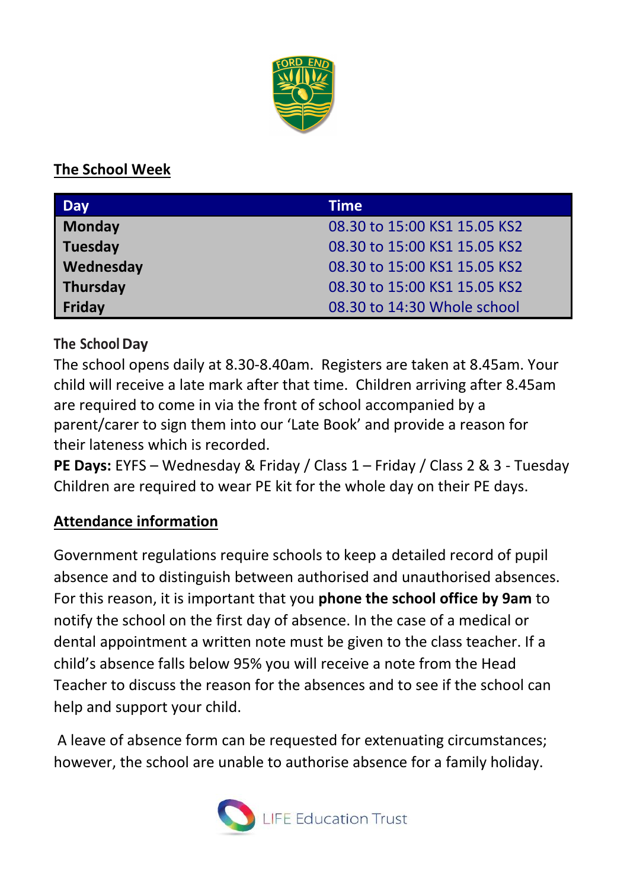## The School Week

| Day | Time |
|---|---|
| Monday | 08.30 to 15:00 KS1 15.05 KS2 |
| Tuesday | 08.30 to 15:00 KS1 15.05 KS2 |
| Wednesday | 08.30 to 15:00 KS1 15.05 KS2 |
| Thursday | 08.30 to 15:00 KS1 15.05 KS2 |
| Friday | 08.30 to 14:30 Whole school |

### The School Day

The school opens daily at 8.30-8.40am. Registers are taken at 8.45am. Your child will receive a late mark after that time. Children arriving after 8.45am are required to come in via the front of school accompanied by a parent/carer to sign them into our 'Late Book' and provide a reason for their lateness which is recorded.

**PE Days:** EYFS – Wednesday & Friday / Class 1 – Friday / Class 2 & 3 - Tuesday
Children are required to wear PE kit for the whole day on their PE days.

## Attendance information

Government regulations require schools to keep a detailed record of pupil absence and to distinguish between authorised and unauthorised absences. For this reason, it is important that you **phone the school office by 9am** to notify the school on the first day of absence. In the case of a medical or dental appointment a written note must be given to the class teacher. If a child's absence falls below 95% you will receive a note from the Head Teacher to discuss the reason for the absences and to see if the school can help and support your child.

A leave of absence form can be requested for extenuating circumstances; however, the school are unable to authorise absence for a family holiday.

LIFE Education Trust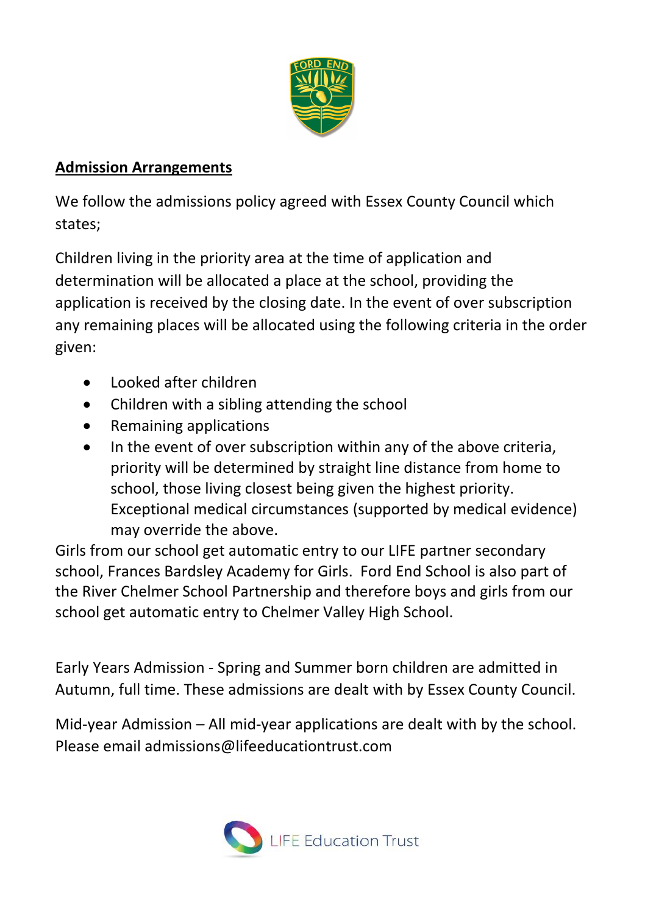## Admission Arrangements

We follow the admissions policy agreed with Essex County Council which states;

Children living in the priority area at the time of application and determination will be allocated a place at the school, providing the application is received by the closing date. In the event of over subscription any remaining places will be allocated using the following criteria in the order given:

- Looked after children
- Children with a sibling attending the school
- Remaining applications
- In the event of over subscription within any of the above criteria, priority will be determined by straight line distance from home to school, those living closest being given the highest priority. Exceptional medical circumstances (supported by medical evidence) may override the above.

Girls from our school get automatic entry to our LIFE partner secondary school, Frances Bardsley Academy for Girls. Ford End School is also part of the River Chelmer School Partnership and therefore boys and girls from our school get automatic entry to Chelmer Valley High School.

Early Years Admission - Spring and Summer born children are admitted in Autumn, full time. These admissions are dealt with by Essex County Council.

Mid-year Admission – All mid-year applications are dealt with by the school. Please email admissions@lifeeducationtrust.com

LIFE Education Trust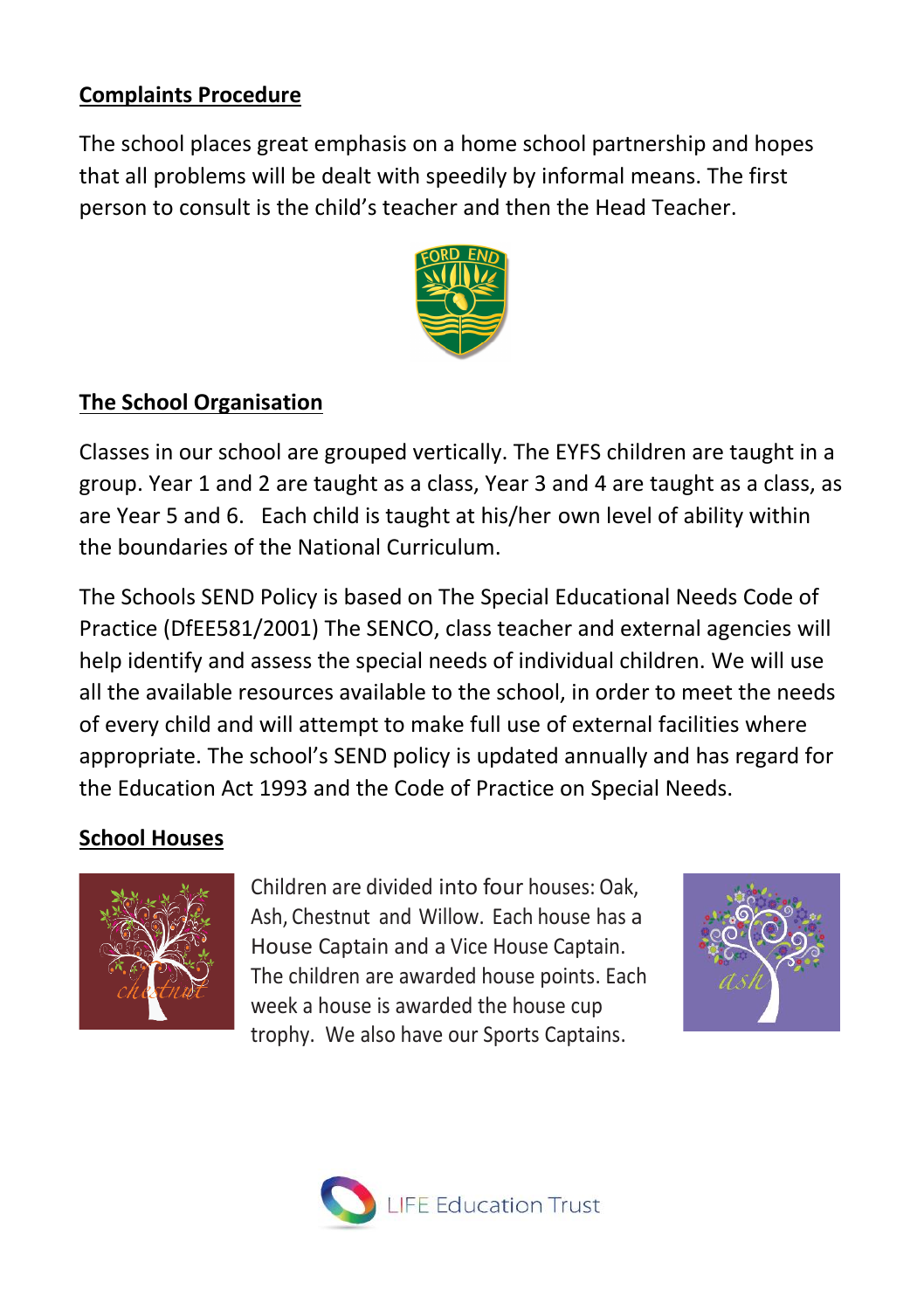## Complaints Procedure

The school places great emphasis on a home school partnership and hopes that all problems will be dealt with speedily by informal means. The first person to consult is the child's teacher and then the Head Teacher.

## The School Organisation

Classes in our school are grouped vertically. The EYFS children are taught in a group. Year 1 and 2 are taught as a class, Year 3 and 4 are taught as a class, as are Year 5 and 6. Each child is taught at his/her own level of ability within the boundaries of the National Curriculum.

The Schools SEND Policy is based on The Special Educational Needs Code of Practice (DfEE581/2001) The SENCO, class teacher and external agencies will help identify and assess the special needs of individual children. We will use all the available resources available to the school, in order to meet the needs of every child and will attempt to make full use of external facilities where appropriate. The school's SEND policy is updated annually and has regard for the Education Act 1993 and the Code of Practice on Special Needs.

## School Houses

Children are divided into four houses: Oak, Ash, Chestnut and Willow. Each house has a House Captain and a Vice House Captain. The children are awarded house points. Each week a house is awarded the house cup trophy. We also have our Sports Captains.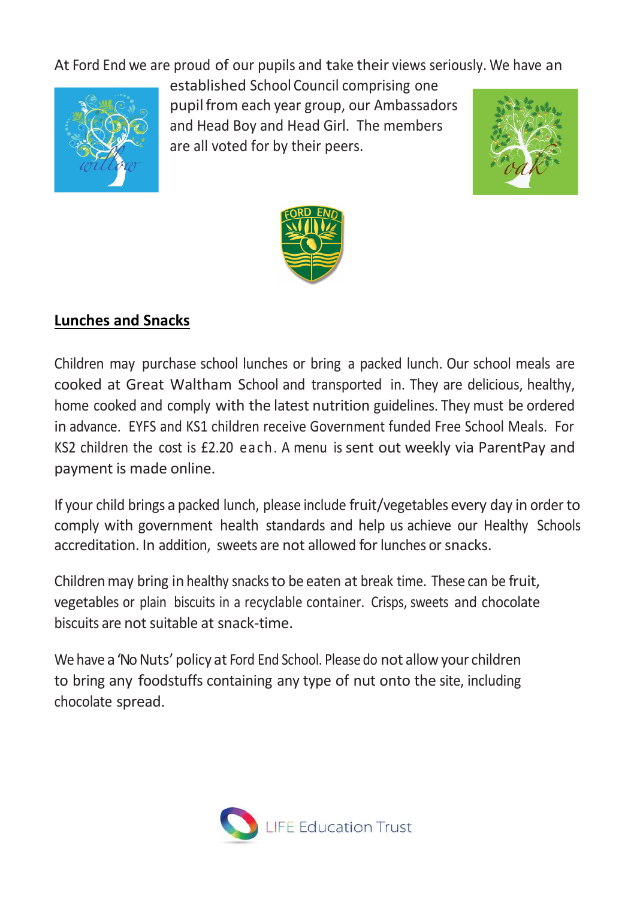At Ford End we are proud of our pupils and take their views seriously. We have an established School Council comprising one pupil from each year group, our Ambassadors and Head Boy and Head Girl. The members are all voted for by their peers.

## Lunches and Snacks

Children may purchase school lunches or bring a packed lunch. Our school meals are cooked at Great Waltham School and transported in. They are delicious, healthy, home cooked and comply with the latest nutrition guidelines. They must be ordered in advance. EYFS and KS1 children receive Government funded Free School Meals. For KS2 children the cost is £2.20 each. A menu is sent out weekly via ParentPay and payment is made online.

If your child brings a packed lunch, please include fruit/vegetables every day in order to comply with government health standards and help us achieve our Healthy Schools accreditation. In addition, sweets are not allowed for lunches or snacks.

Children may bring in healthy snacks to be eaten at break time. These can be fruit, vegetables or plain biscuits in a recyclable container. Crisps, sweets and chocolate biscuits are not suitable at snack-time.

We have a 'No Nuts' policy at Ford End School. Please do not allow your children to bring any foodstuffs containing any type of nut onto the site, including chocolate spread.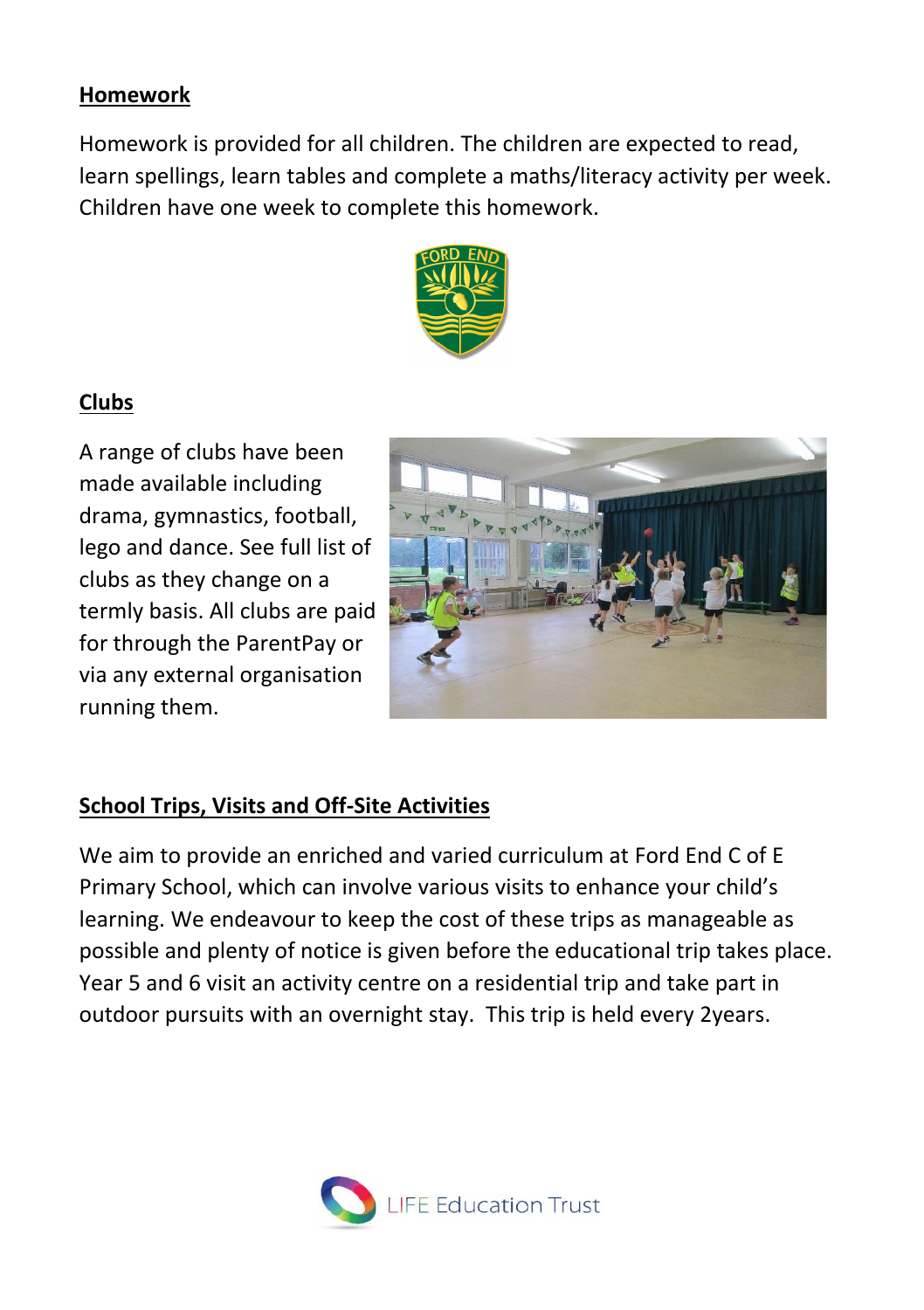## Homework

Homework is provided for all children. The children are expected to read, learn spellings, learn tables and complete a maths/literacy activity per week. Children have one week to complete this homework.

## Clubs

A range of clubs have been made available including drama, gymnastics, football, lego and dance. See full list of clubs as they change on a termly basis. All clubs are paid for through the ParentPay or via any external organisation running them.

## School Trips, Visits and Off-Site Activities

We aim to provide an enriched and varied curriculum at Ford End C of E Primary School, which can involve various visits to enhance your child's learning. We endeavour to keep the cost of these trips as manageable as possible and plenty of notice is given before the educational trip takes place. Year 5 and 6 visit an activity centre on a residential trip and take part in outdoor pursuits with an overnight stay. This trip is held every 2years.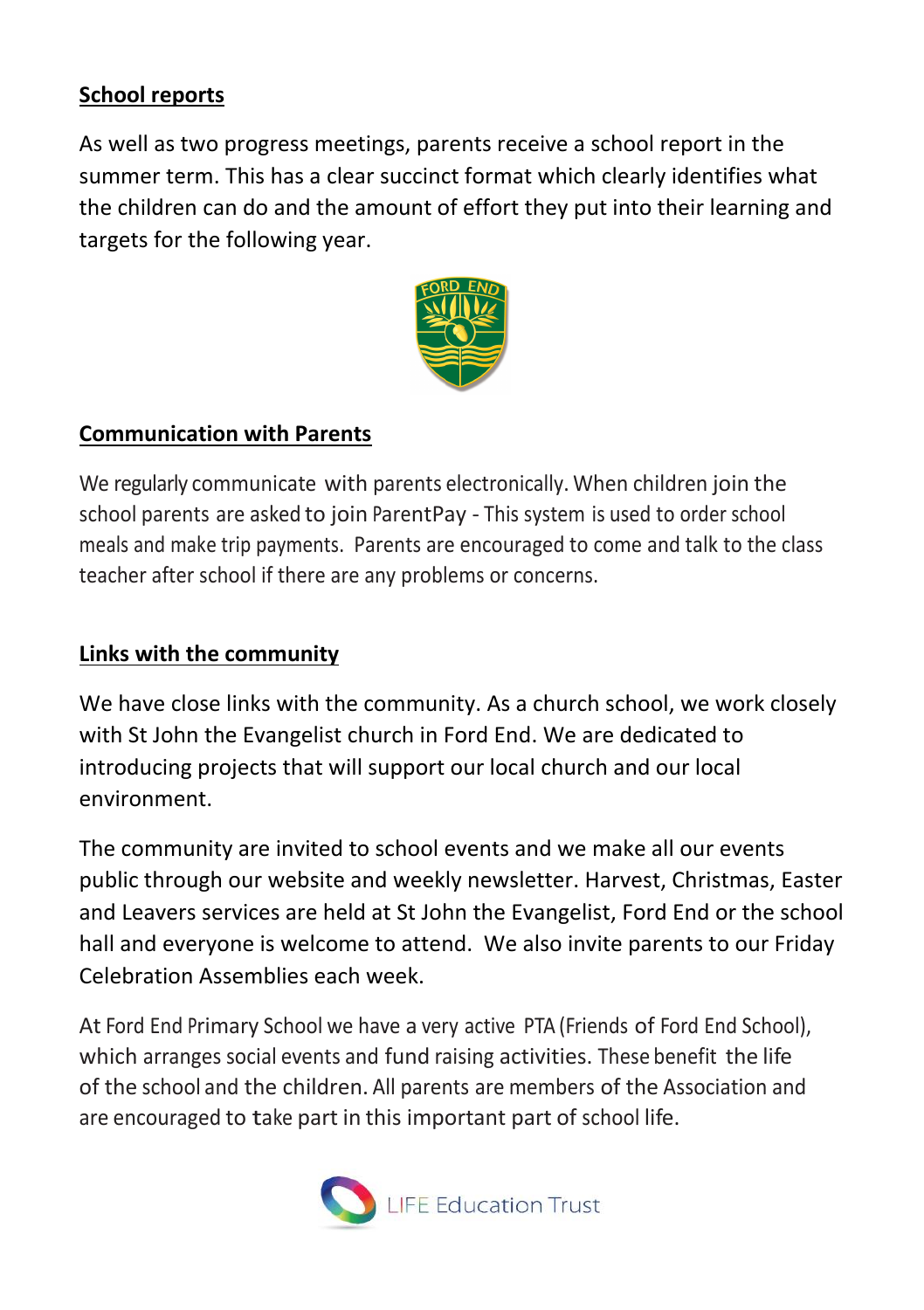## School reports

As well as two progress meetings, parents receive a school report in the summer term. This has a clear succinct format which clearly identifies what the children can do and the amount of effort they put into their learning and targets for the following year.

## Communication with Parents

We regularly communicate with parents electronically. When children join the school parents are asked to join ParentPay - This system is used to order school meals and make trip payments. Parents are encouraged to come and talk to the class teacher after school if there are any problems or concerns.

## Links with the community

We have close links with the community. As a church school, we work closely with St John the Evangelist church in Ford End. We are dedicated to introducing projects that will support our local church and our local environment.

The community are invited to school events and we make all our events public through our website and weekly newsletter. Harvest, Christmas, Easter and Leavers services are held at St John the Evangelist, Ford End or the school hall and everyone is welcome to attend. We also invite parents to our Friday Celebration Assemblies each week.

At Ford End Primary School we have a very active PTA (Friends of Ford End School), which arranges social events and fund raising activities. These benefit the life of the school and the children. All parents are members of the Association and are encouraged to take part in this important part of school life.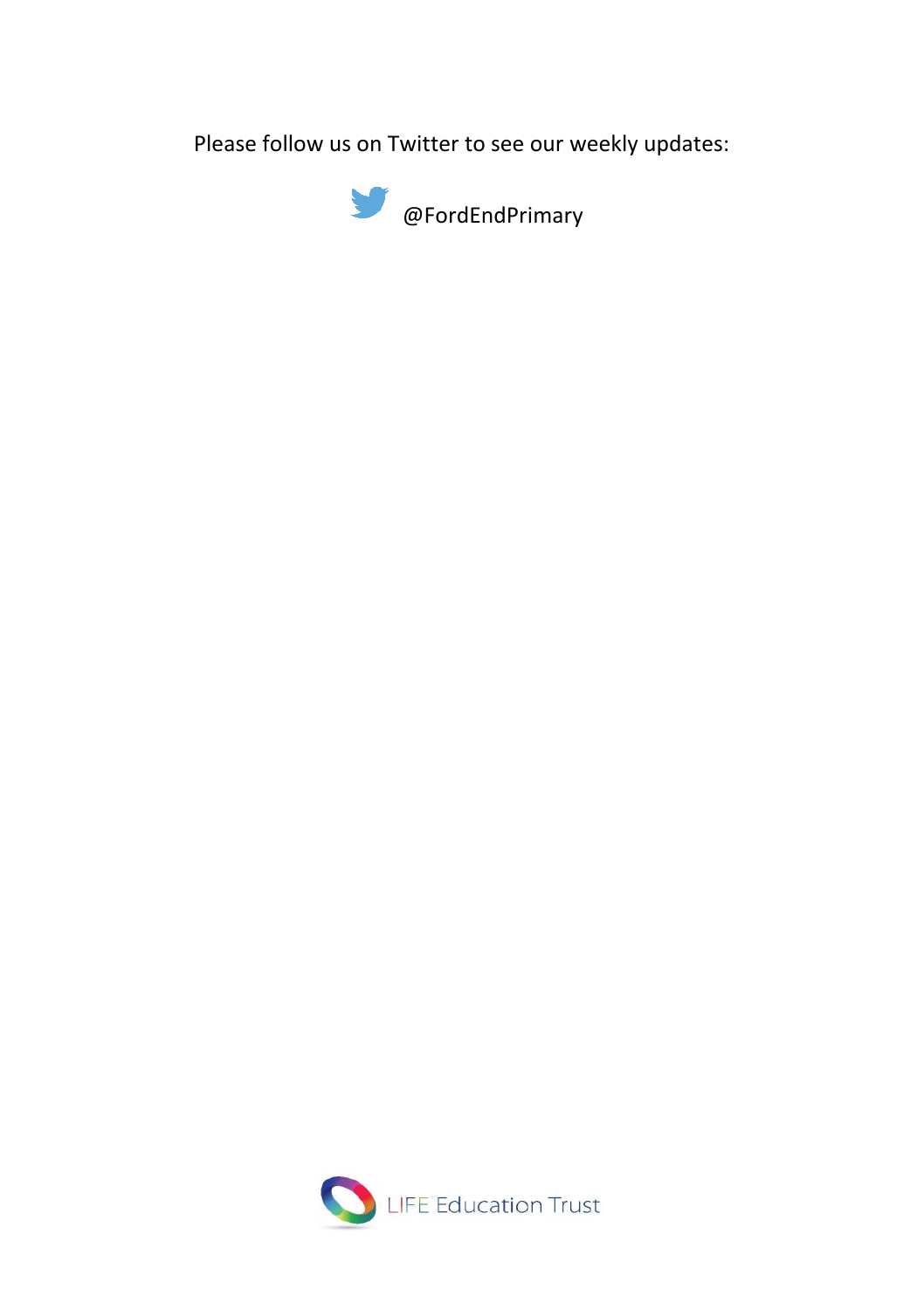Please follow us on Twitter to see our weekly updates:

@FordEndPrimary

LIFE Education Trust